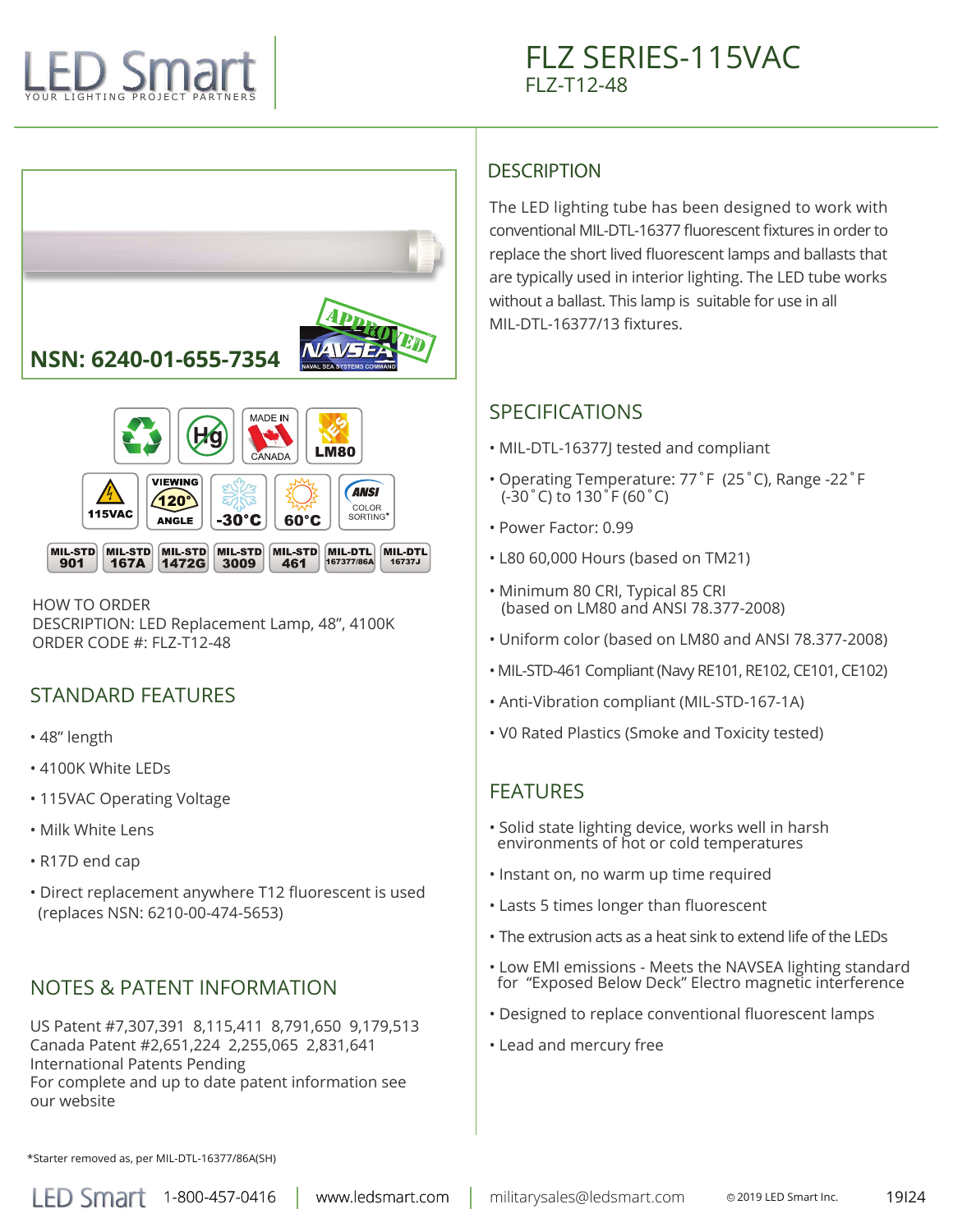# LED Smart

YOUR LIGHTING PROJECT PARTNERS

# FLZ SERIES-115VAC

FLZ-T12-48

**NSN: 6240-01-655-7354**

APPROVED NAVSEA NAVAL SEA SYSTEMS COMMAND

MADE IN CANADA | LM80 | 115VAC | VIEWING 120° ANGLE | -30°C | 60°C | ANSI COLOR SORTING*

MIL-STD 901 | MIL-STD 167A | MIL-STD 1472G | MIL-STD 3009 | MIL-STD 461 | MIL-DTL 167377/86A | MIL-DTL 16737J

HOW TO ORDER
DESCRIPTION: LED Replacement Lamp, 48", 4100K
ORDER CODE #: FLZ-T12-48

## STANDARD FEATURES

- 48" length
- 4100K White LEDs
- 115VAC Operating Voltage
- Milk White Lens
- R17D end cap
- Direct replacement anywhere T12 fluorescent is used (replaces NSN: 6210-00-474-5653)

## NOTES & PATENT INFORMATION

US Patent #7,307,391 8,115,411 8,791,650 9,179,513
Canada Patent #2,651,224 2,255,065 2,831,641
International Patents Pending
For complete and up to date patent information see our website

## DESCRIPTION

The LED lighting tube has been designed to work with conventional MIL-DTL-16377 fluorescent fixtures in order to replace the short lived fluorescent lamps and ballasts that are typically used in interior lighting. The LED tube works without a ballast. This lamp is suitable for use in all MIL-DTL-16377/13 fixtures.

## SPECIFICATIONS

- MIL-DTL-16377J tested and compliant
- Operating Temperature: 77˚F (25˚C), Range -22˚F (-30˚C) to 130˚F (60˚C)
- Power Factor: 0.99
- L80 60,000 Hours (based on TM21)
- Minimum 80 CRI, Typical 85 CRI (based on LM80 and ANSI 78.377-2008)
- Uniform color (based on LM80 and ANSI 78.377-2008)
- MIL-STD-461 Compliant (Navy RE101, RE102, CE101, CE102)
- Anti-Vibration compliant (MIL-STD-167-1A)
- V0 Rated Plastics (Smoke and Toxicity tested)

## FEATURES

- Solid state lighting device, works well in harsh environments of hot or cold temperatures
- Instant on, no warm up time required
- Lasts 5 times longer than fluorescent
- The extrusion acts as a heat sink to extend life of the LEDs
- Low EMI emissions - Meets the NAVSEA lighting standard for "Exposed Below Deck" Electro magnetic interference
- Designed to replace conventional fluorescent lamps
- Lead and mercury free

*Starter removed as, per MIL-DTL-16377/86A(SH)

LED Smart 1-800-457-0416 | www.ledsmart.com | militarysales@ledsmart.com © 2019 LED Smart Inc. 19I24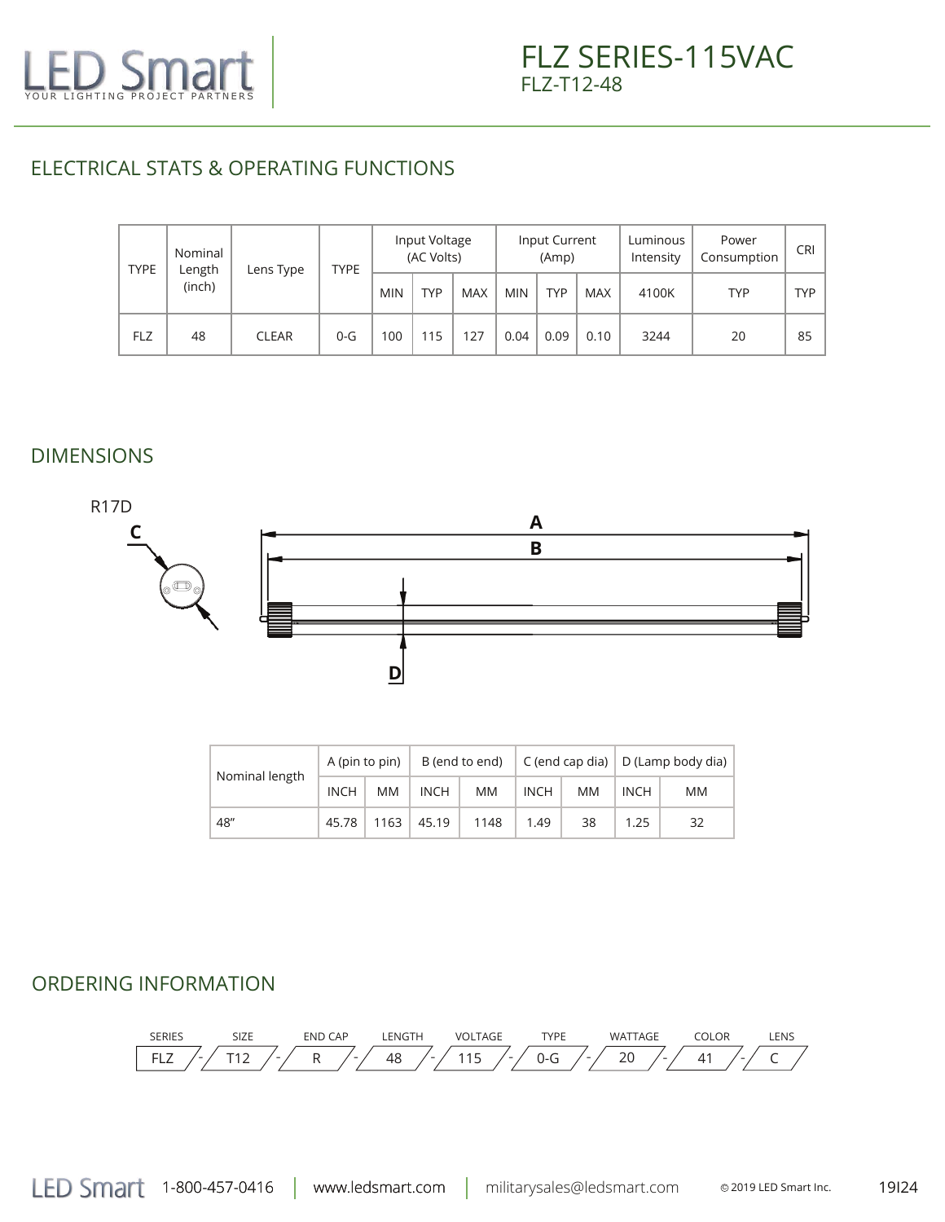# FLZ SERIES-115VAC

FLZ-T12-48

## ELECTRICAL STATS & OPERATING FUNCTIONS

| TYPE | Nominal Length (inch) | Lens Type | TYPE | Input Voltage (AC Volts) | | | Input Current (Amp) | | | Luminous Intensity | Power Consumption | CRI |
|---|---|---|---|---|---|---|---|---|---|---|---|---|
| | | | | MIN | TYP | MAX | MIN | TYP | MAX | 4100K | TYP | TYP |
| FLZ | 48 | CLEAR | 0-G | 100 | 115 | 127 | 0.04 | 0.09 | 0.10 | 3244 | 20 | 85 |

## DIMENSIONS

R17D

C

A

B

D

| Nominal length | A (pin to pin) | | B (end to end) | | C (end cap dia) | | D (Lamp body dia) | |
|---|---|---|---|---|---|---|---|---|
| | INCH | MM | INCH | MM | INCH | MM | INCH | MM |
| 48” | 45.78 | 1163 | 45.19 | 1148 | 1.49 | 38 | 1.25 | 32 |

## ORDERING INFORMATION

| SERIES | SIZE | END CAP | LENGTH | VOLTAGE | TYPE | WATTAGE | COLOR | LENS |
|---|---|---|---|---|---|---|---|---|
| FLZ | T12 | R | 48 | 115 | 0-G | 20 | 41 | C |

LED Smart 1-800-457-0416 | www.ledsmart.com | militarysales@ledsmart.com © 2019 LED Smart Inc. 19I24